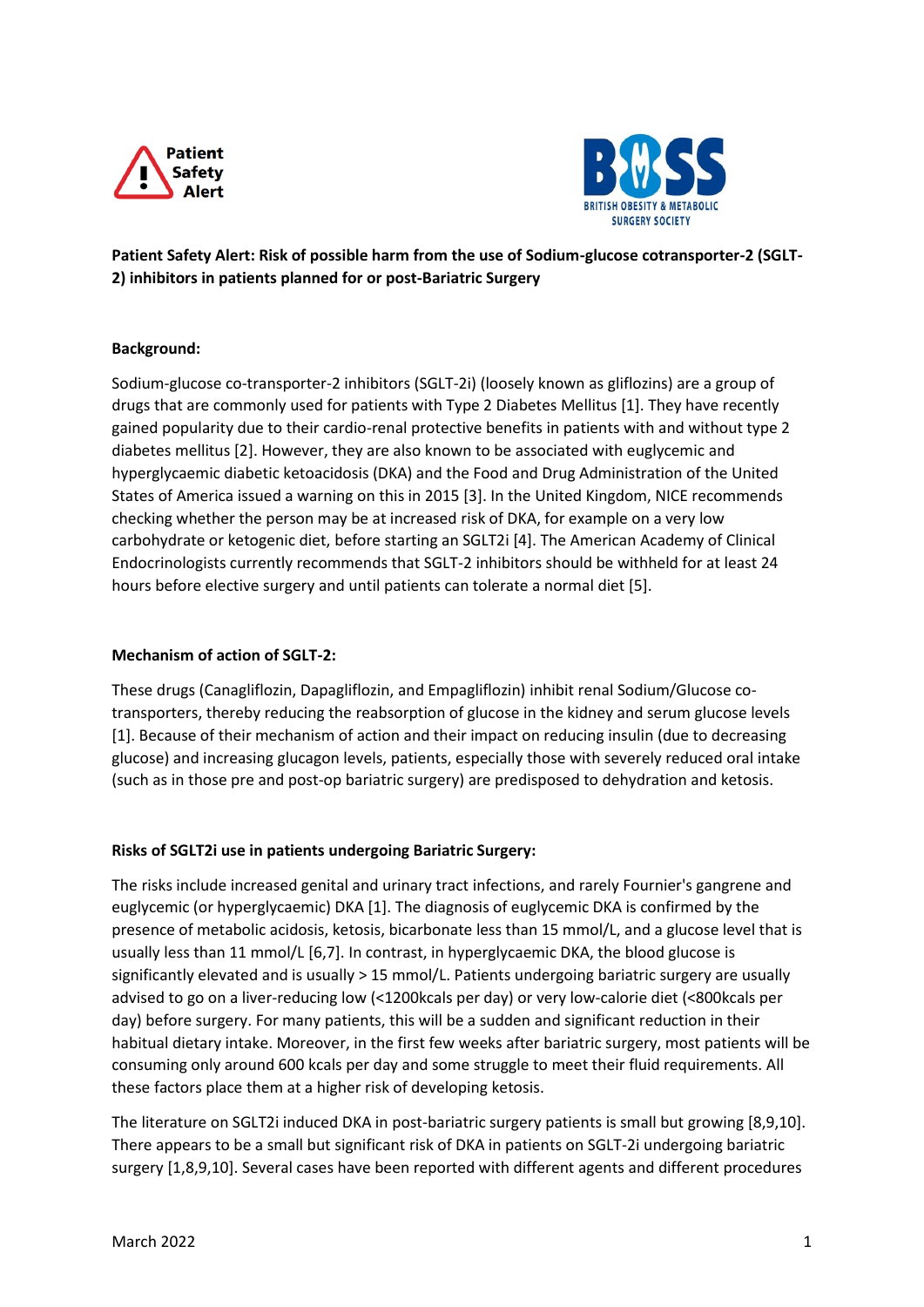Patient Safety Alert

BOSS — BRITISH OBESITY & METABOLIC SURGERY SOCIETY

**Patient Safety Alert: Risk of possible harm from the use of Sodium-glucose cotransporter-2 (SGLT-2) inhibitors in patients planned for or post-Bariatric Surgery**

**Background:**

Sodium-glucose co-transporter-2 inhibitors (SGLT-2i) (loosely known as gliflozins) are a group of drugs that are commonly used for patients with Type 2 Diabetes Mellitus [1]. They have recently gained popularity due to their cardio-renal protective benefits in patients with and without type 2 diabetes mellitus [2]. However, they are also known to be associated with euglycemic and hyperglycaemic diabetic ketoacidosis (DKA) and the Food and Drug Administration of the United States of America issued a warning on this in 2015 [3]. In the United Kingdom, NICE recommends checking whether the person may be at increased risk of DKA, for example on a very low carbohydrate or ketogenic diet, before starting an SGLT2i [4]. The American Academy of Clinical Endocrinologists currently recommends that SGLT-2 inhibitors should be withheld for at least 24 hours before elective surgery and until patients can tolerate a normal diet [5].

**Mechanism of action of SGLT-2:**

These drugs (Canagliflozin, Dapagliflozin, and Empagliflozin) inhibit renal Sodium/Glucose co-transporters, thereby reducing the reabsorption of glucose in the kidney and serum glucose levels [1]. Because of their mechanism of action and their impact on reducing insulin (due to decreasing glucose) and increasing glucagon levels, patients, especially those with severely reduced oral intake (such as in those pre and post-op bariatric surgery) are predisposed to dehydration and ketosis.

**Risks of SGLT2i use in patients undergoing Bariatric Surgery:**

The risks include increased genital and urinary tract infections, and rarely Fournier's gangrene and euglycemic (or hyperglycaemic) DKA [1]. The diagnosis of euglycemic DKA is confirmed by the presence of metabolic acidosis, ketosis, bicarbonate less than 15 mmol/L, and a glucose level that is usually less than 11 mmol/L [6,7]. In contrast, in hyperglycaemic DKA, the blood glucose is significantly elevated and is usually > 15 mmol/L. Patients undergoing bariatric surgery are usually advised to go on a liver-reducing low (<1200kcals per day) or very low-calorie diet (<800kcals per day) before surgery. For many patients, this will be a sudden and significant reduction in their habitual dietary intake. Moreover, in the first few weeks after bariatric surgery, most patients will be consuming only around 600 kcals per day and some struggle to meet their fluid requirements. All these factors place them at a higher risk of developing ketosis.

The literature on SGLT2i induced DKA in post-bariatric surgery patients is small but growing [8,9,10]. There appears to be a small but significant risk of DKA in patients on SGLT-2i undergoing bariatric surgery [1,8,9,10]. Several cases have been reported with different agents and different procedures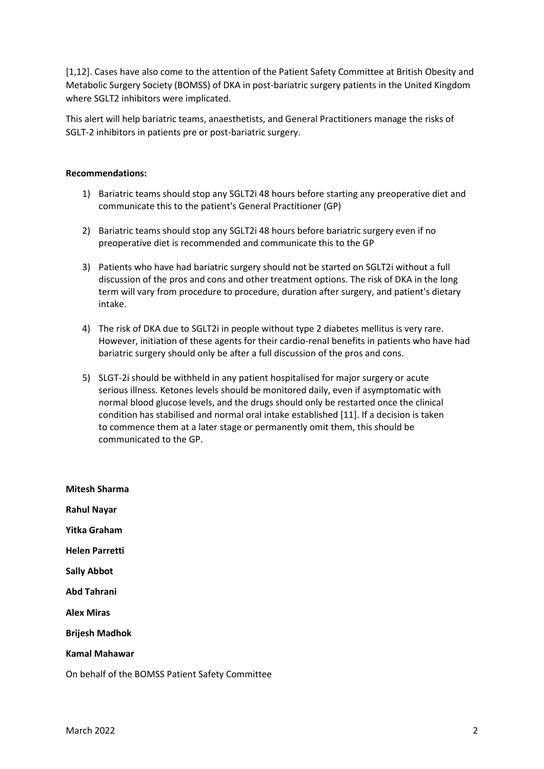[1,12]. Cases have also come to the attention of the Patient Safety Committee at British Obesity and Metabolic Surgery Society (BOMSS) of DKA in post-bariatric surgery patients in the United Kingdom where SGLT2 inhibitors were implicated.

This alert will help bariatric teams, anaesthetists, and General Practitioners manage the risks of SGLT-2 inhibitors in patients pre or post-bariatric surgery.

**Recommendations:**

1) Bariatric teams should stop any SGLT2i 48 hours before starting any preoperative diet and communicate this to the patient's General Practitioner (GP)
2) Bariatric teams should stop any SGLT2i 48 hours before bariatric surgery even if no preoperative diet is recommended and communicate this to the GP
3) Patients who have had bariatric surgery should not be started on SGLT2i without a full discussion of the pros and cons and other treatment options. The risk of DKA in the long term will vary from procedure to procedure, duration after surgery, and patient's dietary intake.
4) The risk of DKA due to SGLT2i in people without type 2 diabetes mellitus is very rare. However, initiation of these agents for their cardio-renal benefits in patients who have had bariatric surgery should only be after a full discussion of the pros and cons.
5) SLGT-2i should be withheld in any patient hospitalised for major surgery or acute serious illness. Ketones levels should be monitored daily, even if asymptomatic with normal blood glucose levels, and the drugs should only be restarted once the clinical condition has stabilised and normal oral intake established [11]. If a decision is taken to commence them at a later stage or permanently omit them, this should be communicated to the GP.

**Mitesh Sharma**

**Rahul Nayar**

**Yitka Graham**

**Helen Parretti**

**Sally Abbot**

**Abd Tahrani**

**Alex Miras**

**Brijesh Madhok**

**Kamal Mahawar**

On behalf of the BOMSS Patient Safety Committee

March 2022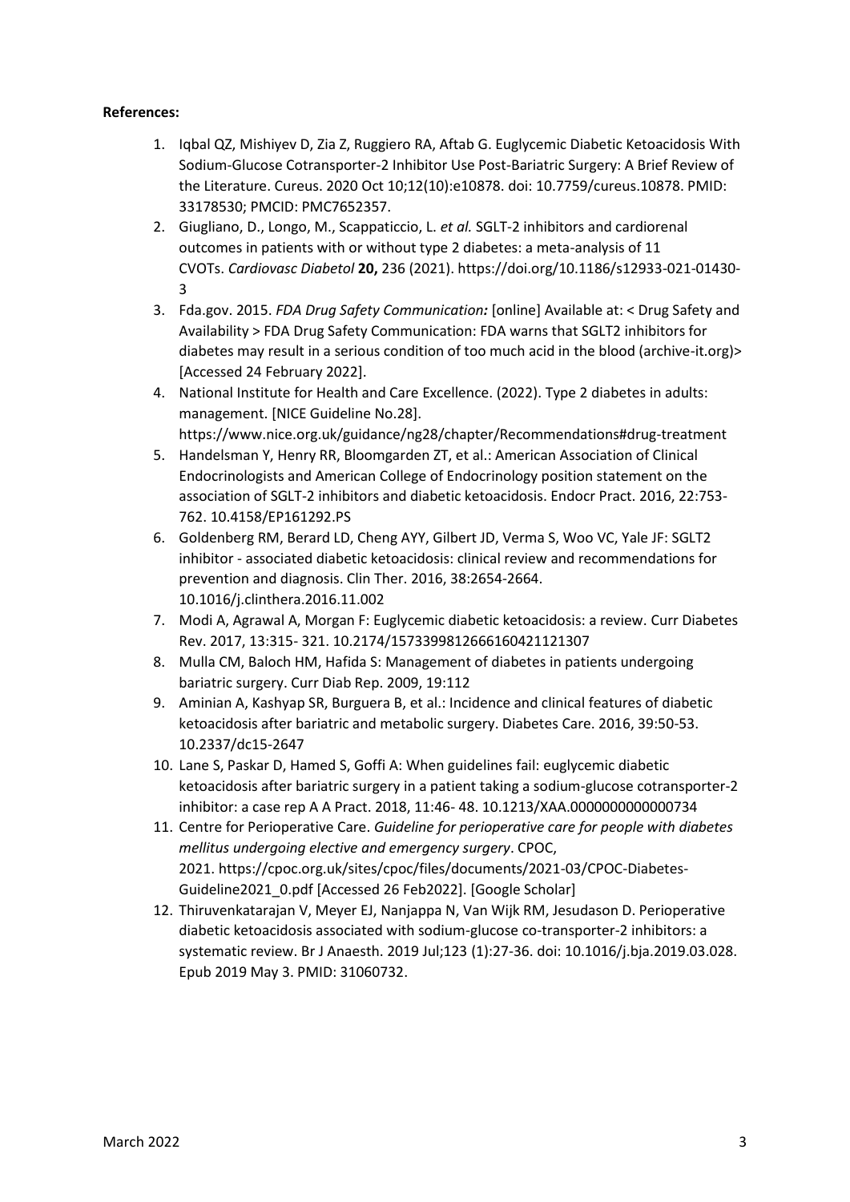**References:**

1. Iqbal QZ, Mishiyev D, Zia Z, Ruggiero RA, Aftab G. Euglycemic Diabetic Ketoacidosis With Sodium-Glucose Cotransporter-2 Inhibitor Use Post-Bariatric Surgery: A Brief Review of the Literature. Cureus. 2020 Oct 10;12(10):e10878. doi: 10.7759/cureus.10878. PMID: 33178530; PMCID: PMC7652357.
2. Giugliano, D., Longo, M., Scappaticcio, L. *et al.* SGLT-2 inhibitors and cardiorenal outcomes in patients with or without type 2 diabetes: a meta-analysis of 11 CVOTs. *Cardiovasc Diabetol* **20,** 236 (2021). https://doi.org/10.1186/s12933-021-01430-3
3. Fda.gov. 2015. *FDA Drug Safety Communication:* [online] Available at: < Drug Safety and Availability > FDA Drug Safety Communication: FDA warns that SGLT2 inhibitors for diabetes may result in a serious condition of too much acid in the blood (archive-it.org)> [Accessed 24 February 2022].
4. National Institute for Health and Care Excellence. (2022). Type 2 diabetes in adults: management. [NICE Guideline No.28]. https://www.nice.org.uk/guidance/ng28/chapter/Recommendations#drug-treatment
5. Handelsman Y, Henry RR, Bloomgarden ZT, et al.: American Association of Clinical Endocrinologists and American College of Endocrinology position statement on the association of SGLT-2 inhibitors and diabetic ketoacidosis. Endocr Pract. 2016, 22:753-762. 10.4158/EP161292.PS
6. Goldenberg RM, Berard LD, Cheng AYY, Gilbert JD, Verma S, Woo VC, Yale JF: SGLT2 inhibitor - associated diabetic ketoacidosis: clinical review and recommendations for prevention and diagnosis. Clin Ther. 2016, 38:2654-2664. 10.1016/j.clinthera.2016.11.002
7. Modi A, Agrawal A, Morgan F: Euglycemic diabetic ketoacidosis: a review. Curr Diabetes Rev. 2017, 13:315- 321. 10.2174/1573399812666160421121307
8. Mulla CM, Baloch HM, Hafida S: Management of diabetes in patients undergoing bariatric surgery. Curr Diab Rep. 2009, 19:112
9. Aminian A, Kashyap SR, Burguera B, et al.: Incidence and clinical features of diabetic ketoacidosis after bariatric and metabolic surgery. Diabetes Care. 2016, 39:50-53. 10.2337/dc15-2647
10. Lane S, Paskar D, Hamed S, Goffi A: When guidelines fail: euglycemic diabetic ketoacidosis after bariatric surgery in a patient taking a sodium-glucose cotransporter-2 inhibitor: a case rep A A Pract. 2018, 11:46- 48. 10.1213/XAA.0000000000000734
11. Centre for Perioperative Care. *Guideline for perioperative care for people with diabetes mellitus undergoing elective and emergency surgery*. CPOC, 2021. https://cpoc.org.uk/sites/cpoc/files/documents/2021-03/CPOC-Diabetes-Guideline2021_0.pdf [Accessed 26 Feb2022]. [Google Scholar]
12. Thiruvenkatarajan V, Meyer EJ, Nanjappa N, Van Wijk RM, Jesudason D. Perioperative diabetic ketoacidosis associated with sodium-glucose co-transporter-2 inhibitors: a systematic review. Br J Anaesth. 2019 Jul;123 (1):27-36. doi: 10.1016/j.bja.2019.03.028. Epub 2019 May 3. PMID: 31060732.

March 2022